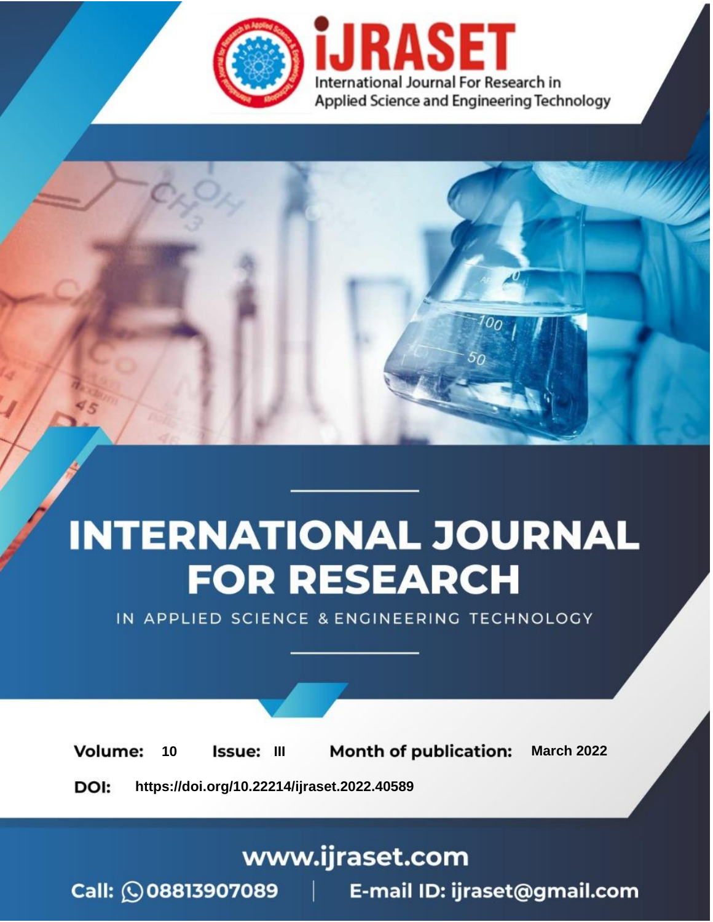International Journal For Research in Applied Science and Engineering Technology

# INTERNATIONAL JOURNAL FOR RESEARCH

IN APPLIED SCIENCE & ENGINEERING TECHNOLOGY

**Volume:** 10 **Issue:** III **Month of publication:** March 2022

**DOI:** https://doi.org/10.22214/ijraset.2022.40589

www.ijraset.com

Call: 08813907089 | E-mail ID: ijraset@gmail.com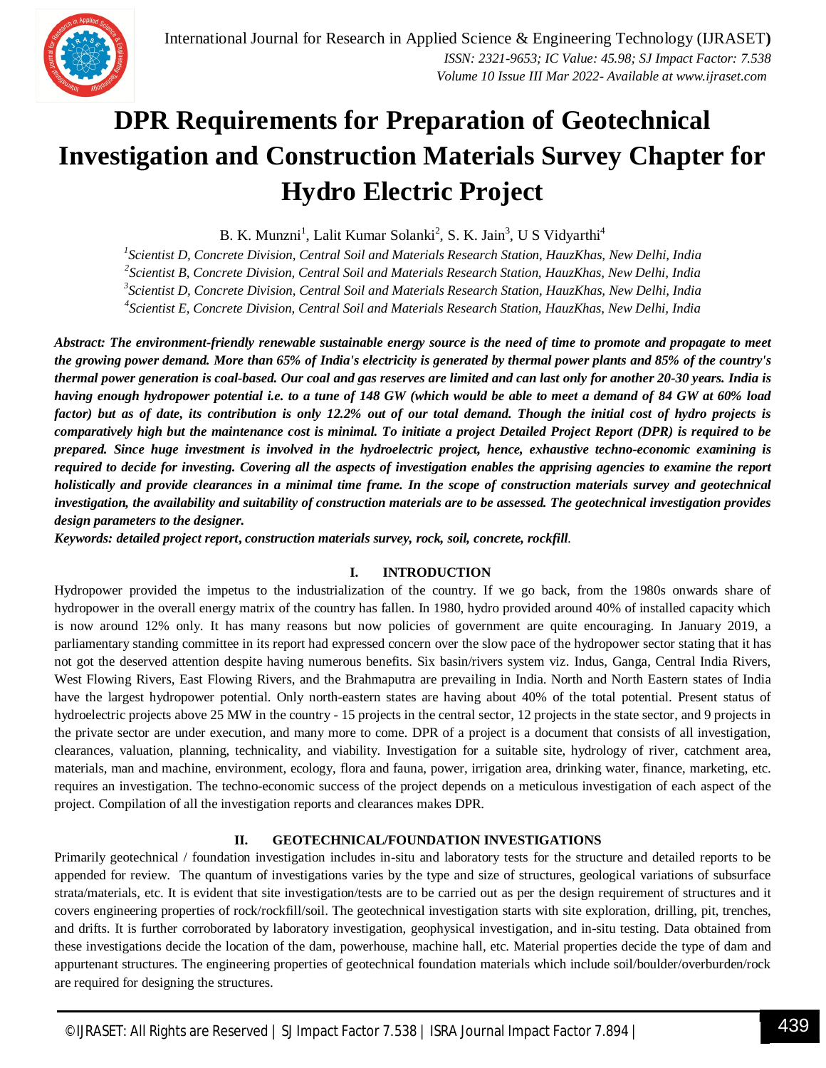# DPR Requirements for Preparation of Geotechnical Investigation and Construction Materials Survey Chapter for Hydro Electric Project

B. K. Munzni[1], Lalit Kumar Solanki[2], S. K. Jain[3], U S Vidyarthi[4]

*[1]Scientist D, Concrete Division, Central Soil and Materials Research Station, HauzKhas, New Delhi, India*
*[2]Scientist B, Concrete Division, Central Soil and Materials Research Station, HauzKhas, New Delhi, India*
*[3]Scientist D, Concrete Division, Central Soil and Materials Research Station, HauzKhas, New Delhi, India*
*[4]Scientist E, Concrete Division, Central Soil and Materials Research Station, HauzKhas, New Delhi, India*

***Abstract: The environment-friendly renewable sustainable energy source is the need of time to promote and propagate to meet the growing power demand. More than 65% of India's electricity is generated by thermal power plants and 85% of the country's thermal power generation is coal-based. Our coal and gas reserves are limited and can last only for another 20-30 years. India is having enough hydropower potential i.e. to a tune of 148 GW (which would be able to meet a demand of 84 GW at 60% load factor) but as of date, its contribution is only 12.2% out of our total demand. Though the initial cost of hydro projects is comparatively high but the maintenance cost is minimal. To initiate a project Detailed Project Report (DPR) is required to be prepared. Since huge investment is involved in the hydroelectric project, hence, exhaustive techno-economic examining is required to decide for investing. Covering all the aspects of investigation enables the apprising agencies to examine the report holistically and provide clearances in a minimal time frame. In the scope of construction materials survey and geotechnical investigation, the availability and suitability of construction materials are to be assessed. The geotechnical investigation provides design parameters to the designer.***

***Keywords: detailed project report, construction materials survey, rock, soil, concrete, rockfill.***

## I. INTRODUCTION

Hydropower provided the impetus to the industrialization of the country. If we go back, from the 1980s onwards share of hydropower in the overall energy matrix of the country has fallen. In 1980, hydro provided around 40% of installed capacity which is now around 12% only. It has many reasons but now policies of government are quite encouraging. In January 2019, a parliamentary standing committee in its report had expressed concern over the slow pace of the hydropower sector stating that it has not got the deserved attention despite having numerous benefits. Six basin/rivers system viz. Indus, Ganga, Central India Rivers, West Flowing Rivers, East Flowing Rivers, and the Brahmaputra are prevailing in India. North and North Eastern states of India have the largest hydropower potential. Only north-eastern states are having about 40% of the total potential. Present status of hydroelectric projects above 25 MW in the country - 15 projects in the central sector, 12 projects in the state sector, and 9 projects in the private sector are under execution, and many more to come. DPR of a project is a document that consists of all investigation, clearances, valuation, planning, technicality, and viability. Investigation for a suitable site, hydrology of river, catchment area, materials, man and machine, environment, ecology, flora and fauna, power, irrigation area, drinking water, finance, marketing, etc. requires an investigation. The techno-economic success of the project depends on a meticulous investigation of each aspect of the project. Compilation of all the investigation reports and clearances makes DPR.

## II. GEOTECHNICAL/FOUNDATION INVESTIGATIONS

Primarily geotechnical / foundation investigation includes in-situ and laboratory tests for the structure and detailed reports to be appended for review. The quantum of investigations varies by the type and size of structures, geological variations of subsurface strata/materials, etc. It is evident that site investigation/tests are to be carried out as per the design requirement of structures and it covers engineering properties of rock/rockfill/soil. The geotechnical investigation starts with site exploration, drilling, pit, trenches, and drifts. It is further corroborated by laboratory investigation, geophysical investigation, and in-situ testing. Data obtained from these investigations decide the location of the dam, powerhouse, machine hall, etc. Material properties decide the type of dam and appurtenant structures. The engineering properties of geotechnical foundation materials which include soil/boulder/overburden/rock are required for designing the structures.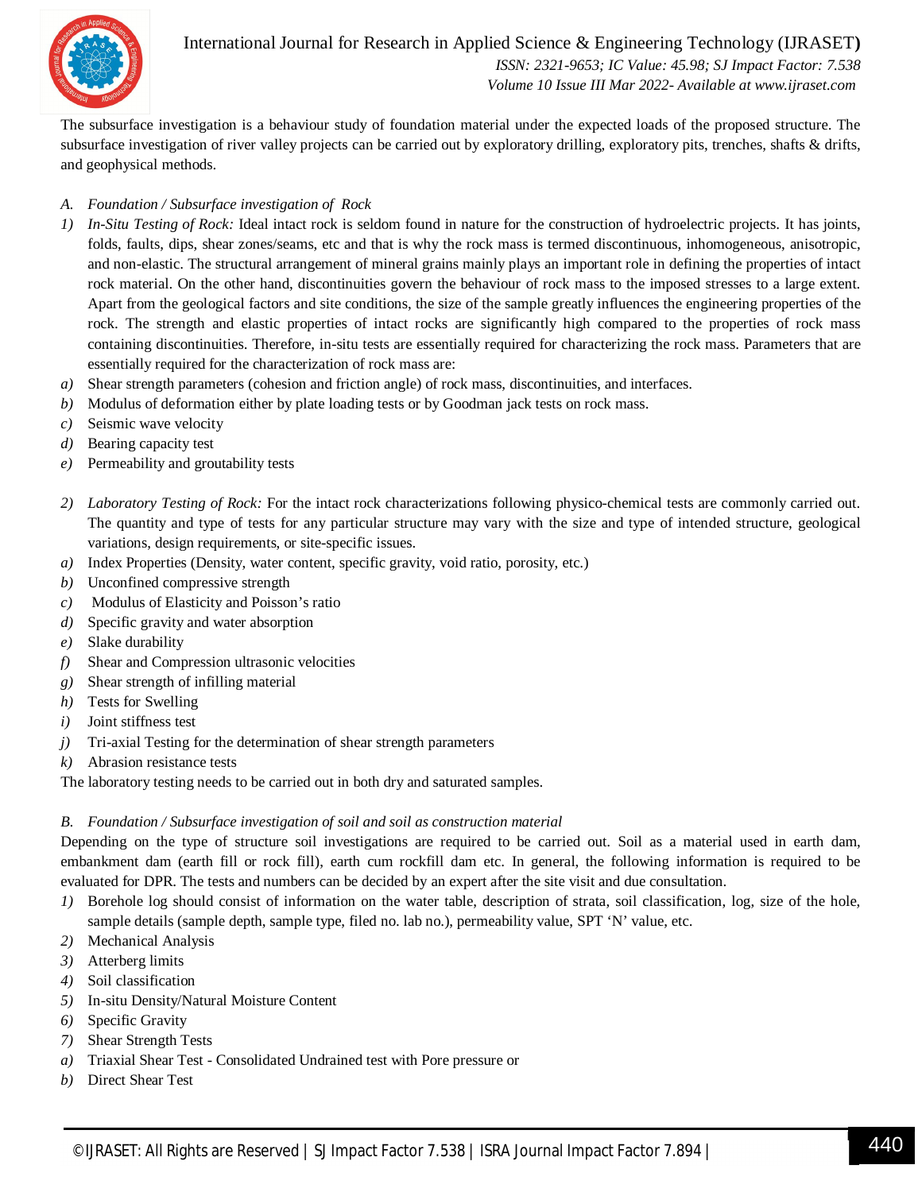The subsurface investigation is a behaviour study of foundation material under the expected loads of the proposed structure. The subsurface investigation of river valley projects can be carried out by exploratory drilling, exploratory pits, trenches, shafts & drifts, and geophysical methods.

### A. *Foundation / Subsurface investigation of Rock*

1) *In-Situ Testing of Rock:* Ideal intact rock is seldom found in nature for the construction of hydroelectric projects. It has joints, folds, faults, dips, shear zones/seams, etc and that is why the rock mass is termed discontinuous, inhomogeneous, anisotropic, and non-elastic. The structural arrangement of mineral grains mainly plays an important role in defining the properties of intact rock material. On the other hand, discontinuities govern the behaviour of rock mass to the imposed stresses to a large extent. Apart from the geological factors and site conditions, the size of the sample greatly influences the engineering properties of the rock. The strength and elastic properties of intact rocks are significantly high compared to the properties of rock mass containing discontinuities. Therefore, in-situ tests are essentially required for characterizing the rock mass. Parameters that are essentially required for the characterization of rock mass are:

a) Shear strength parameters (cohesion and friction angle) of rock mass, discontinuities, and interfaces.
b) Modulus of deformation either by plate loading tests or by Goodman jack tests on rock mass.
c) Seismic wave velocity
d) Bearing capacity test
e) Permeability and groutability tests

2) *Laboratory Testing of Rock:* For the intact rock characterizations following physico-chemical tests are commonly carried out. The quantity and type of tests for any particular structure may vary with the size and type of intended structure, geological variations, design requirements, or site-specific issues.

a) Index Properties (Density, water content, specific gravity, void ratio, porosity, etc.)
b) Unconfined compressive strength
c) Modulus of Elasticity and Poisson's ratio
d) Specific gravity and water absorption
e) Slake durability
f) Shear and Compression ultrasonic velocities
g) Shear strength of infilling material
h) Tests for Swelling
i) Joint stiffness test
j) Tri-axial Testing for the determination of shear strength parameters
k) Abrasion resistance tests

The laboratory testing needs to be carried out in both dry and saturated samples.

### B. *Foundation / Subsurface investigation of soil and soil as construction material*

Depending on the type of structure soil investigations are required to be carried out. Soil as a material used in earth dam, embankment dam (earth fill or rock fill), earth cum rockfill dam etc. In general, the following information is required to be evaluated for DPR. The tests and numbers can be decided by an expert after the site visit and due consultation.

1) Borehole log should consist of information on the water table, description of strata, soil classification, log, size of the hole, sample details (sample depth, sample type, filed no. lab no.), permeability value, SPT 'N' value, etc.
2) Mechanical Analysis
3) Atterberg limits
4) Soil classification
5) In-situ Density/Natural Moisture Content
6) Specific Gravity
7) Shear Strength Tests

a) Triaxial Shear Test - Consolidated Undrained test with Pore pressure or
b) Direct Shear Test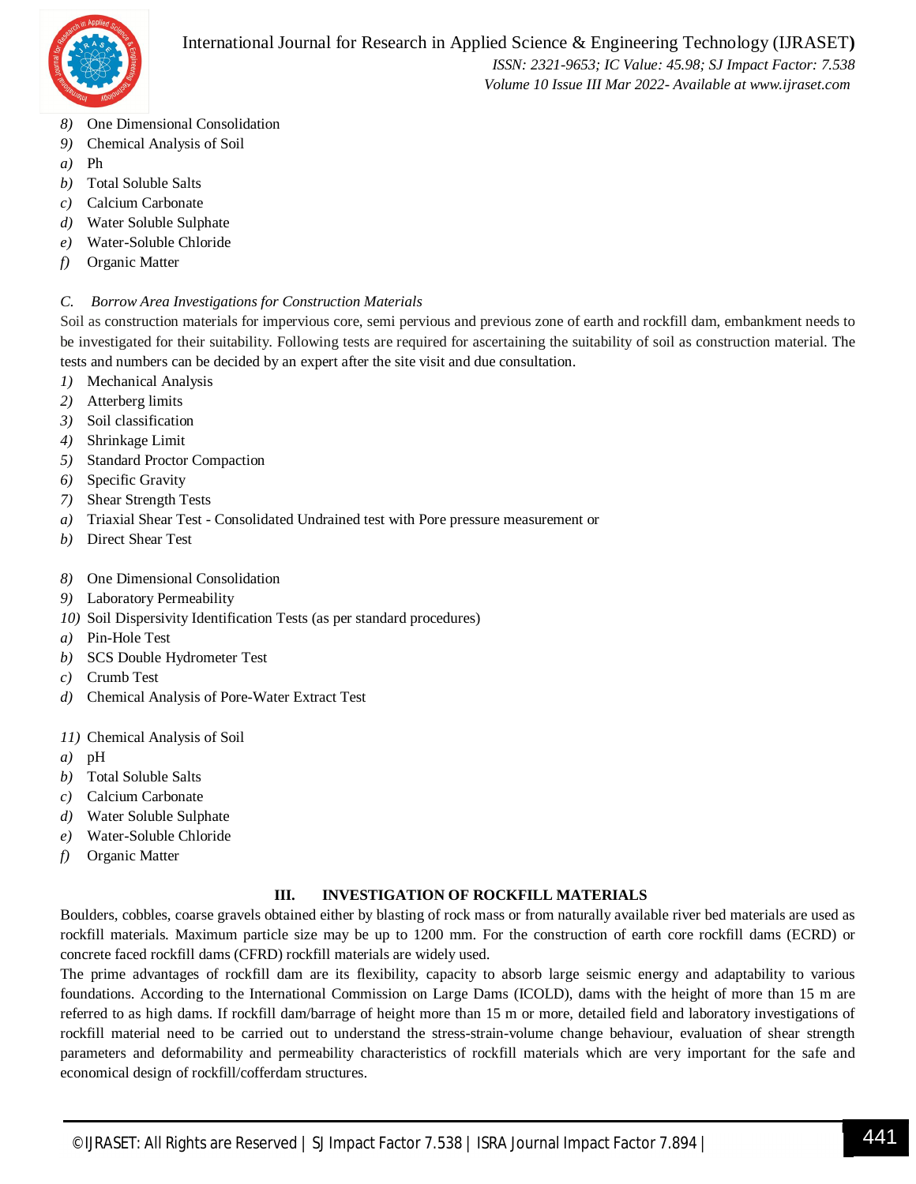8) One Dimensional Consolidation
9) Chemical Analysis of Soil
a) Ph
b) Total Soluble Salts
c) Calcium Carbonate
d) Water Soluble Sulphate
e) Water-Soluble Chloride
f) Organic Matter

### C. Borrow Area Investigations for Construction Materials

Soil as construction materials for impervious core, semi pervious and previous zone of earth and rockfill dam, embankment needs to be investigated for their suitability. Following tests are required for ascertaining the suitability of soil as construction material. The tests and numbers can be decided by an expert after the site visit and due consultation.

1) Mechanical Analysis
2) Atterberg limits
3) Soil classification
4) Shrinkage Limit
5) Standard Proctor Compaction
6) Specific Gravity
7) Shear Strength Tests
a) Triaxial Shear Test - Consolidated Undrained test with Pore pressure measurement or
b) Direct Shear Test

8) One Dimensional Consolidation
9) Laboratory Permeability
10) Soil Dispersivity Identification Tests (as per standard procedures)
a) Pin-Hole Test
b) SCS Double Hydrometer Test
c) Crumb Test
d) Chemical Analysis of Pore-Water Extract Test

11) Chemical Analysis of Soil
a) pH
b) Total Soluble Salts
c) Calcium Carbonate
d) Water Soluble Sulphate
e) Water-Soluble Chloride
f) Organic Matter

## III. INVESTIGATION OF ROCKFILL MATERIALS

Boulders, cobbles, coarse gravels obtained either by blasting of rock mass or from naturally available river bed materials are used as rockfill materials. Maximum particle size may be up to 1200 mm. For the construction of earth core rockfill dams (ECRD) or concrete faced rockfill dams (CFRD) rockfill materials are widely used.

The prime advantages of rockfill dam are its flexibility, capacity to absorb large seismic energy and adaptability to various foundations. According to the International Commission on Large Dams (ICOLD), dams with the height of more than 15 m are referred to as high dams. If rockfill dam/barrage of height more than 15 m or more, detailed field and laboratory investigations of rockfill material need to be carried out to understand the stress-strain-volume change behaviour, evaluation of shear strength parameters and deformability and permeability characteristics of rockfill materials which are very important for the safe and economical design of rockfill/cofferdam structures.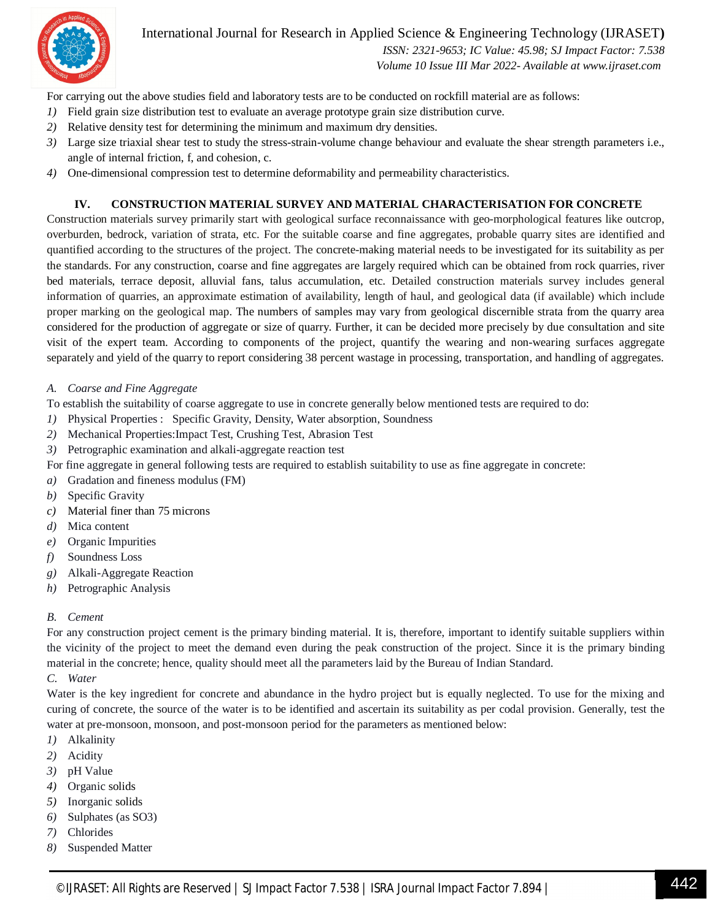For carrying out the above studies field and laboratory tests are to be conducted on rockfill material are as follows:

1) Field grain size distribution test to evaluate an average prototype grain size distribution curve.
2) Relative density test for determining the minimum and maximum dry densities.
3) Large size triaxial shear test to study the stress-strain-volume change behaviour and evaluate the shear strength parameters i.e., angle of internal friction, f, and cohesion, c.
4) One-dimensional compression test to determine deformability and permeability characteristics.

## IV. CONSTRUCTION MATERIAL SURVEY AND MATERIAL CHARACTERISATION FOR CONCRETE

Construction materials survey primarily start with geological surface reconnaissance with geo-morphological features like outcrop, overburden, bedrock, variation of strata, etc. For the suitable coarse and fine aggregates, probable quarry sites are identified and quantified according to the structures of the project. The concrete-making material needs to be investigated for its suitability as per the standards. For any construction, coarse and fine aggregates are largely required which can be obtained from rock quarries, river bed materials, terrace deposit, alluvial fans, talus accumulation, etc. Detailed construction materials survey includes general information of quarries, an approximate estimation of availability, length of haul, and geological data (if available) which include proper marking on the geological map. The numbers of samples may vary from geological discernible strata from the quarry area considered for the production of aggregate or size of quarry. Further, it can be decided more precisely by due consultation and site visit of the expert team. According to components of the project, quantify the wearing and non-wearing surfaces aggregate separately and yield of the quarry to report considering 38 percent wastage in processing, transportation, and handling of aggregates.

### *A. Coarse and Fine Aggregate*

To establish the suitability of coarse aggregate to use in concrete generally below mentioned tests are required to do:

1) Physical Properties : Specific Gravity, Density, Water absorption, Soundness
2) Mechanical Properties:Impact Test, Crushing Test, Abrasion Test
3) Petrographic examination and alkali-aggregate reaction test

For fine aggregate in general following tests are required to establish suitability to use as fine aggregate in concrete:

a) Gradation and fineness modulus (FM)
b) Specific Gravity
c) Material finer than 75 microns
d) Mica content
e) Organic Impurities
f) Soundness Loss
g) Alkali-Aggregate Reaction
h) Petrographic Analysis

### *B. Cement*

For any construction project cement is the primary binding material. It is, therefore, important to identify suitable suppliers within the vicinity of the project to meet the demand even during the peak construction of the project. Since it is the primary binding material in the concrete; hence, quality should meet all the parameters laid by the Bureau of Indian Standard.

### *C. Water*

Water is the key ingredient for concrete and abundance in the hydro project but is equally neglected. To use for the mixing and curing of concrete, the source of the water is to be identified and ascertain its suitability as per codal provision. Generally, test the water at pre-monsoon, monsoon, and post-monsoon period for the parameters as mentioned below:

1) Alkalinity
2) Acidity
3) pH Value
4) Organic solids
5) Inorganic solids
6) Sulphates (as $SO_3$)
7) Chlorides
8) Suspended Matter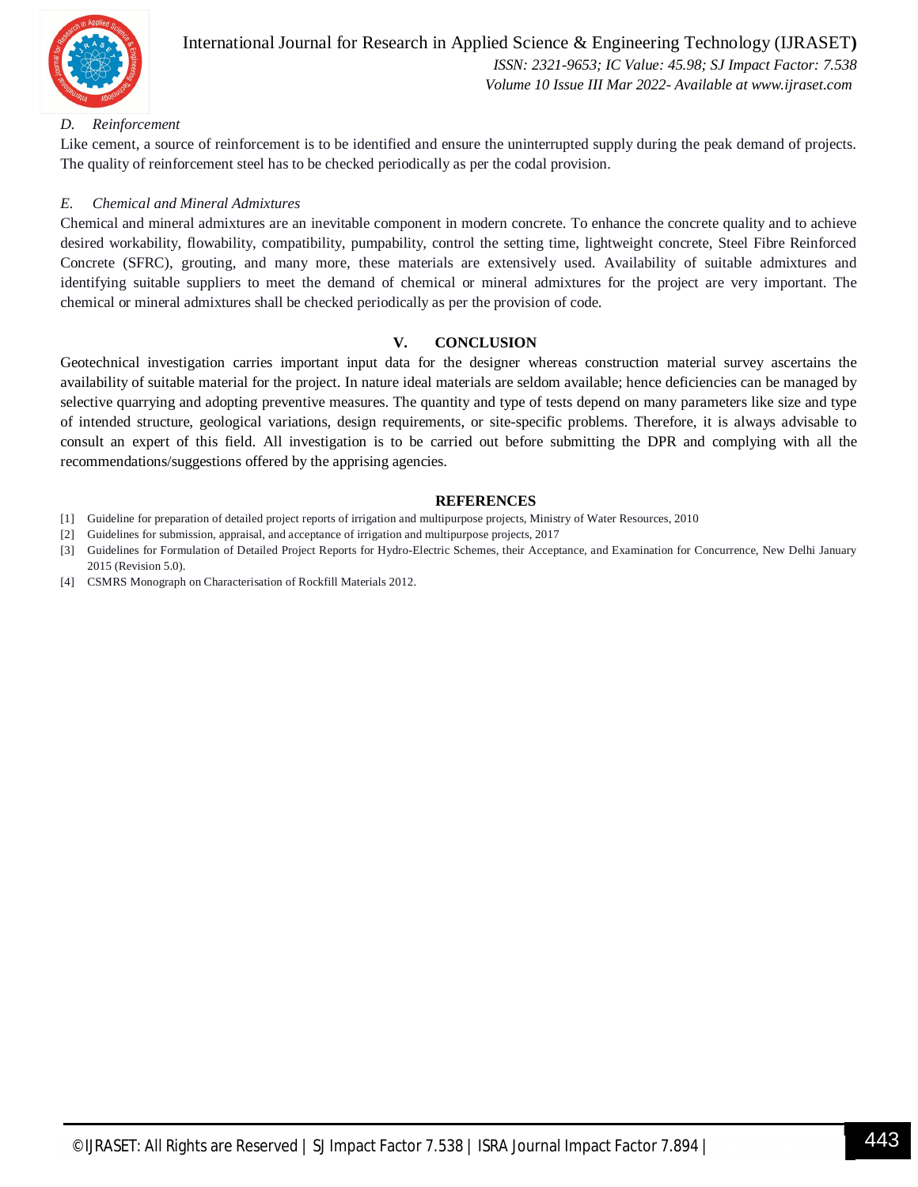### *D. Reinforcement*

Like cement, a source of reinforcement is to be identified and ensure the uninterrupted supply during the peak demand of projects. The quality of reinforcement steel has to be checked periodically as per the codal provision.

### *E. Chemical and Mineral Admixtures*

Chemical and mineral admixtures are an inevitable component in modern concrete. To enhance the concrete quality and to achieve desired workability, flowability, compatibility, pumpability, control the setting time, lightweight concrete, Steel Fibre Reinforced Concrete (SFRC), grouting, and many more, these materials are extensively used. Availability of suitable admixtures and identifying suitable suppliers to meet the demand of chemical or mineral admixtures for the project are very important. The chemical or mineral admixtures shall be checked periodically as per the provision of code.

## V. CONCLUSION

Geotechnical investigation carries important input data for the designer whereas construction material survey ascertains the availability of suitable material for the project. In nature ideal materials are seldom available; hence deficiencies can be managed by selective quarrying and adopting preventive measures. The quantity and type of tests depend on many parameters like size and type of intended structure, geological variations, design requirements, or site-specific problems. Therefore, it is always advisable to consult an expert of this field. All investigation is to be carried out before submitting the DPR and complying with all the recommendations/suggestions offered by the apprising agencies.

## REFERENCES

[1] Guideline for preparation of detailed project reports of irrigation and multipurpose projects, Ministry of Water Resources, 2010

[2] Guidelines for submission, appraisal, and acceptance of irrigation and multipurpose projects, 2017

[3] Guidelines for Formulation of Detailed Project Reports for Hydro-Electric Schemes, their Acceptance, and Examination for Concurrence, New Delhi January 2015 (Revision 5.0).

[4] CSMRS Monograph on Characterisation of Rockfill Materials 2012.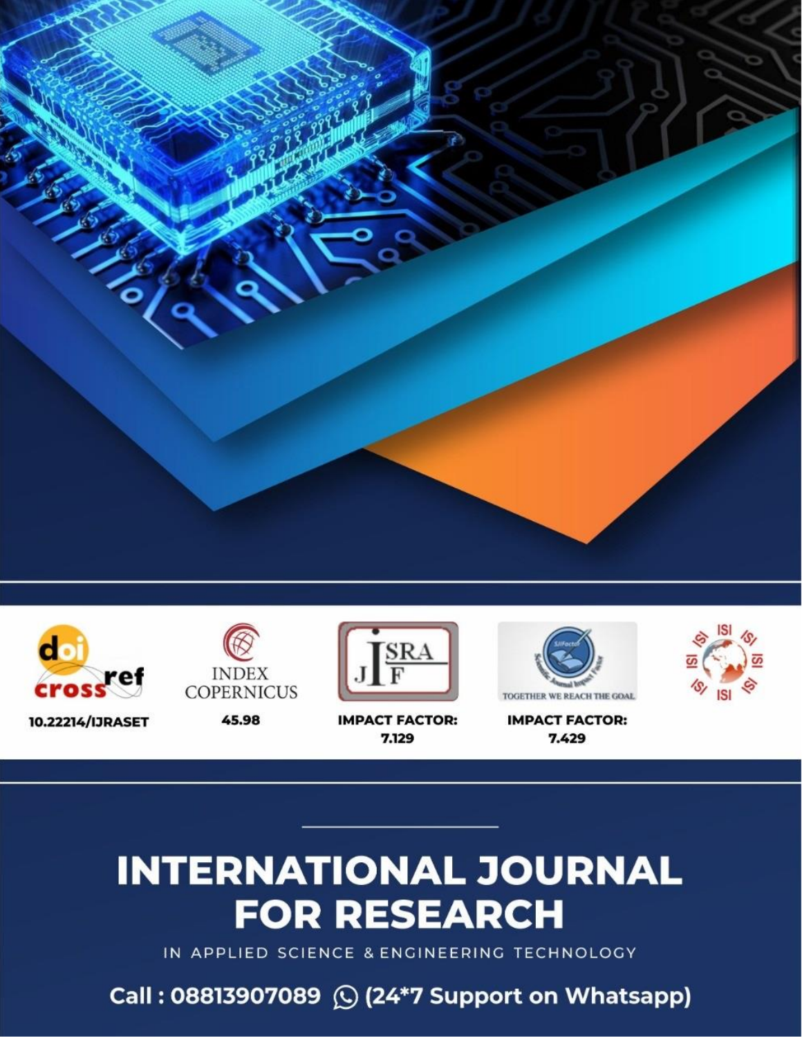10.22214/IJRASET

45.98

IMPACT FACTOR: 7.129

IMPACT FACTOR: 7.429

# INTERNATIONAL JOURNAL FOR RESEARCH

IN APPLIED SCIENCE & ENGINEERING TECHNOLOGY

Call : 08813907089 (24*7 Support on Whatsapp)